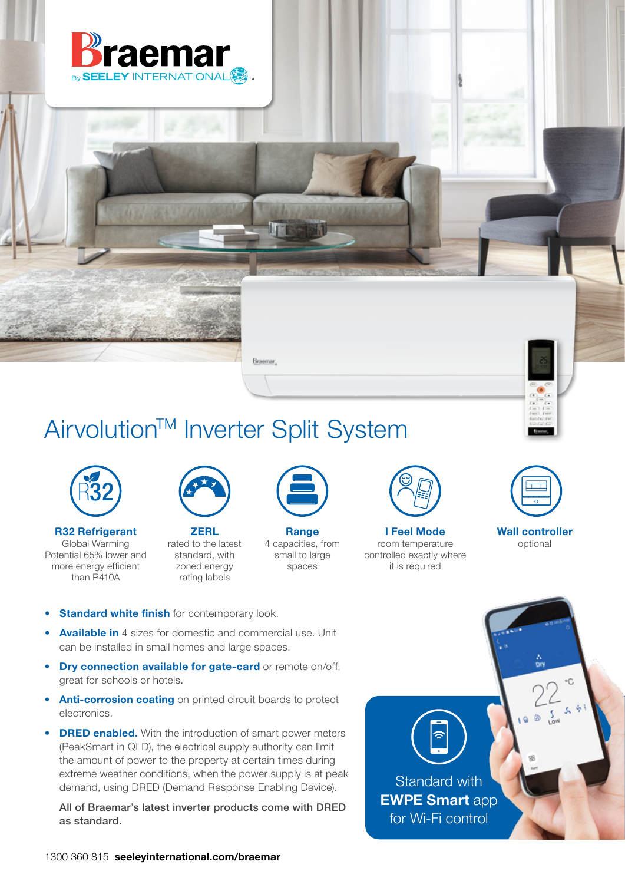Braemar

By SEELEY INTERNATIONAL™

# Airvolution™ Inverter Split System

**R32 Refrigerant**
Global Warming Potential 65% lower and more energy efficient than R410A

**ZERL**
rated to the latest standard, with zoned energy rating labels

**Range**
4 capacities, from small to large spaces

**I Feel Mode**
room temperature controlled exactly where it is required

**Wall controller**
optional

- **Standard white finish** for contemporary look.
- **Available in** 4 sizes for domestic and commercial use. Unit can be installed in small homes and large spaces.
- **Dry connection available for gate-card** or remote on/off, great for schools or hotels.
- **Anti-corrosion coating** on printed circuit boards to protect electronics.
- **DRED enabled.** With the introduction of smart power meters (PeakSmart in QLD), the electrical supply authority can limit the amount of power to the property at certain times during extreme weather conditions, when the power supply is at peak demand, using DRED (Demand Response Enabling Device).

  **All of Braemar's latest inverter products come with DRED as standard.**

Standard with **EWPE Smart** app for Wi-Fi control

1300 360 815 **seeleyinternational.com/braemar**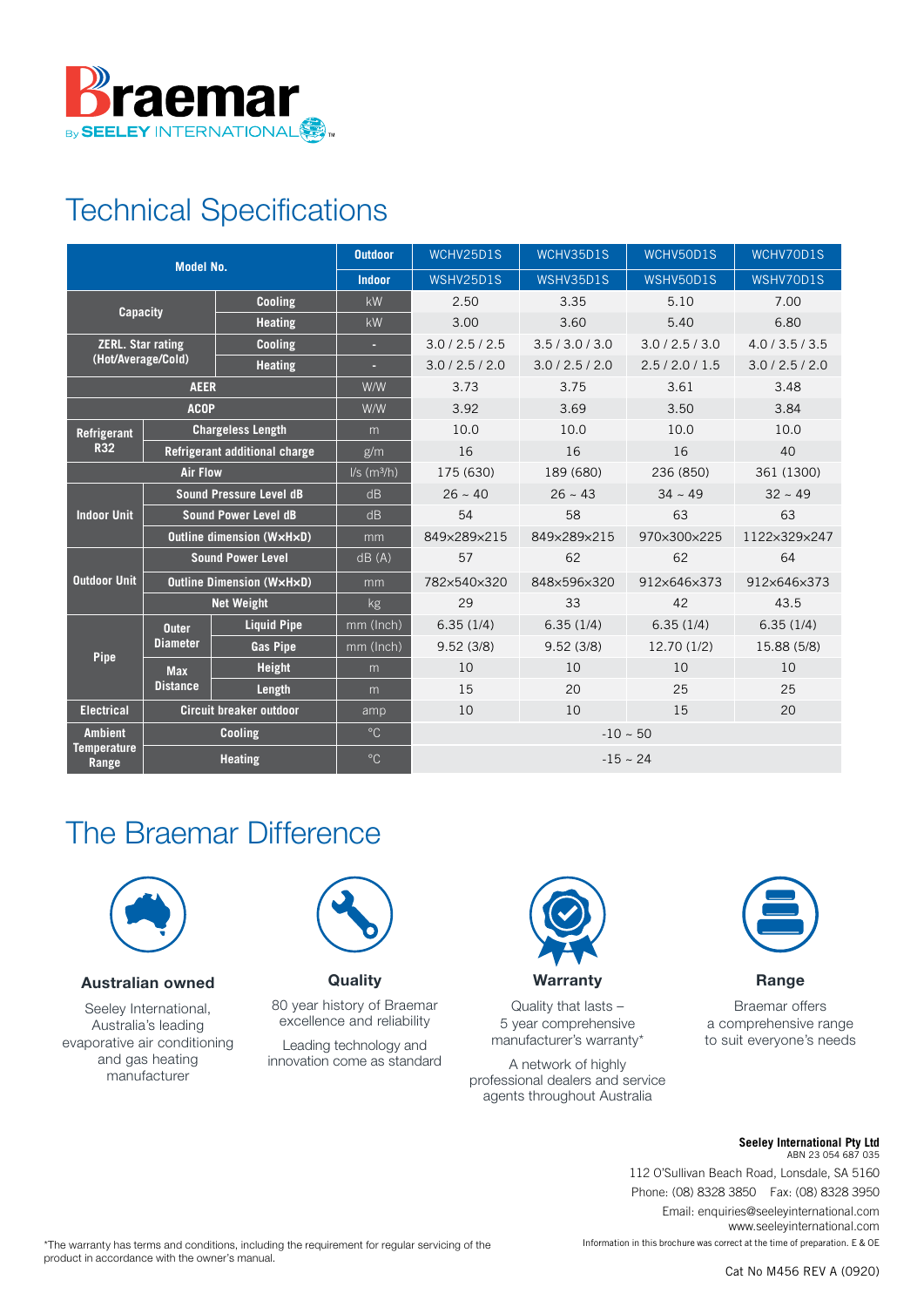Braemar By SEELEY INTERNATIONAL

# Technical Specifications

| Model No. | | | Outdoor | WCHV25D1S | WCHV35D1S | WCHV50D1S | WCHV70D1S |
|---|---|---|---|---|---|---|---|
| | | | Indoor | WSHV25D1S | WSHV35D1S | WSHV50D1S | WSHV70D1S |
| Capacity | | Cooling | kW | 2.50 | 3.35 | 5.10 | 7.00 |
| | | Heating | kW | 3.00 | 3.60 | 5.40 | 6.80 |
| ZERL. Star rating (Hot/Average/Cold) | | Cooling | - | 3.0 / 2.5 / 2.5 | 3.5 / 3.0 / 3.0 | 3.0 / 2.5 / 3.0 | 4.0 / 3.5 / 3.5 |
| | | Heating | - | 3.0 / 2.5 / 2.0 | 3.0 / 2.5 / 2.0 | 2.5 / 2.0 / 1.5 | 3.0 / 2.5 / 2.0 |
| AEER | | | W/W | 3.73 | 3.75 | 3.61 | 3.48 |
| ACOP | | | W/W | 3.92 | 3.69 | 3.50 | 3.84 |
| Refrigerant R32 | Chargeless Length | | m | 10.0 | 10.0 | 10.0 | 10.0 |
| | Refrigerant additional charge | | g/m | 16 | 16 | 16 | 40 |
| Air Flow | | | l/s (m³/h) | 175 (630) | 189 (680) | 236 (850) | 361 (1300) |
| Indoor Unit | Sound Pressure Level dB | | dB | 26 ~ 40 | 26 ~ 43 | 34 ~ 49 | 32 ~ 49 |
| | Sound Power Level dB | | dB | 54 | 58 | 63 | 63 |
| | Outline dimension (W×H×D) | | mm | 849×289×215 | 849×289×215 | 970×300×225 | 1122×329×247 |
| Outdoor Unit | Sound Power Level | | dB (A) | 57 | 62 | 62 | 64 |
| | Outline Dimension (W×H×D) | | mm | 782×540×320 | 848×596×320 | 912×646×373 | 912×646×373 |
| | Net Weight | | kg | 29 | 33 | 42 | 43.5 |
| Pipe | Outer Diameter | Liquid Pipe | mm (Inch) | 6.35 (1/4) | 6.35 (1/4) | 6.35 (1/4) | 6.35 (1/4) |
| | | Gas Pipe | mm (Inch) | 9.52 (3/8) | 9.52 (3/8) | 12.70 (1/2) | 15.88 (5/8) |
| | Max Distance | Height | m | 10 | 10 | 10 | 10 |
| | | Length | m | 15 | 20 | 25 | 25 |
| Electrical | Circuit breaker outdoor | | amp | 10 | 10 | 15 | 20 |
| Ambient Temperature Range | Cooling | | °C | -10 ~ 50 | | | |
| | Heating | | °C | -15 ~ 24 | | | |

# The Braemar Difference

### Australian owned

Seeley International, Australia's leading evaporative air conditioning and gas heating manufacturer

### Quality

80 year history of Braemar excellence and reliability

Leading technology and innovation come as standard

### Warranty

Quality that lasts – 5 year comprehensive manufacturer's warranty*

A network of highly professional dealers and service agents throughout Australia

### Range

Braemar offers a comprehensive range to suit everyone's needs

**Seeley International Pty Ltd**
ABN 23 054 687 035

112 O'Sullivan Beach Road, Lonsdale, SA 5160
Phone: (08) 8328 3850 Fax: (08) 8328 3950
Email: enquiries@seeleyinternational.com
www.seeleyinternational.com

Information in this brochure was correct at the time of preparation. E & OE

*The warranty has terms and conditions, including the requirement for regular servicing of the product in accordance with the owner's manual.

Cat No M456 REV A (0920)